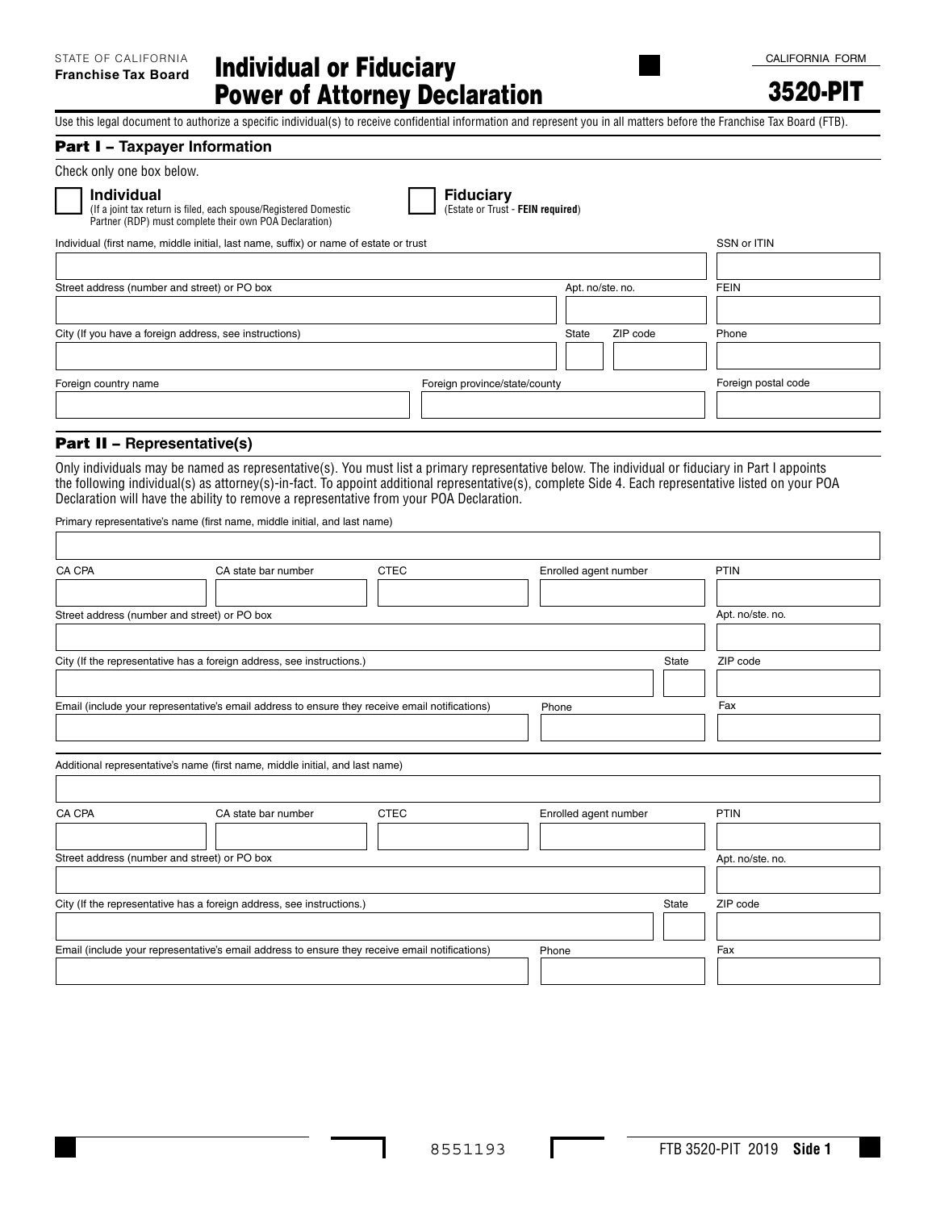STATE OF CALIFORNIA
**Franchise Tax Board**

# Individual or Fiduciary Power of Attorney Declaration

CALIFORNIA FORM

**3520-PIT**

Use this legal document to authorize a specific individual(s) to receive confidential information and represent you in all matters before the Franchise Tax Board (FTB).

## Part I – Taxpayer Information

Check only one box below.

☐ **Individual**
(If a joint tax return is filed, each spouse/Registered Domestic Partner (RDP) must complete their own POA Declaration)

☐ **Fiduciary**
(Estate or Trust - **FEIN required**)

| Individual (first name, middle initial, last name, suffix) or name of estate or trust | | | SSN or ITIN |
|---|---|---|---|
| | | | |
| Street address (number and street) or PO box | Apt. no/ste. no. | | FEIN |
| | | | |
| City (If you have a foreign address, see instructions) | State | ZIP code | Phone |
| | | | |
| Foreign country name | Foreign province/state/county | | Foreign postal code |
| | | | |

## Part II – Representative(s)

Only individuals may be named as representative(s). You must list a primary representative below. The individual or fiduciary in Part I appoints the following individual(s) as attorney(s)-in-fact. To appoint additional representative(s), complete Side 4. Each representative listed on your POA Declaration will have the ability to remove a representative from your POA Declaration.

| Primary representative's name (first name, middle initial, and last name) | | | | |
|---|---|---|---|---|
| | | | | |
| CA CPA | CA state bar number | CTEC | Enrolled agent number | PTIN |
| | | | | |
| Street address (number and street) or PO box | | | | Apt. no/ste. no. |
| | | | | |
| City (If the representative has a foreign address, see instructions.) | | | State | ZIP code |
| | | | | |
| Email (include your representative's email address to ensure they receive email notifications) | | | Phone | Fax |
| | | | | |

| Additional representative's name (first name, middle initial, and last name) | | | | |
|---|---|---|---|---|
| | | | | |
| CA CPA | CA state bar number | CTEC | Enrolled agent number | PTIN |
| | | | | |
| Street address (number and street) or PO box | | | | Apt. no/ste. no. |
| | | | | |
| City (If the representative has a foreign address, see instructions.) | | | State | ZIP code |
| | | | | |
| Email (include your representative's email address to ensure they receive email notifications) | | | Phone | Fax |
| | | | | |

8551193

FTB 3520-PIT 2019 **Side 1**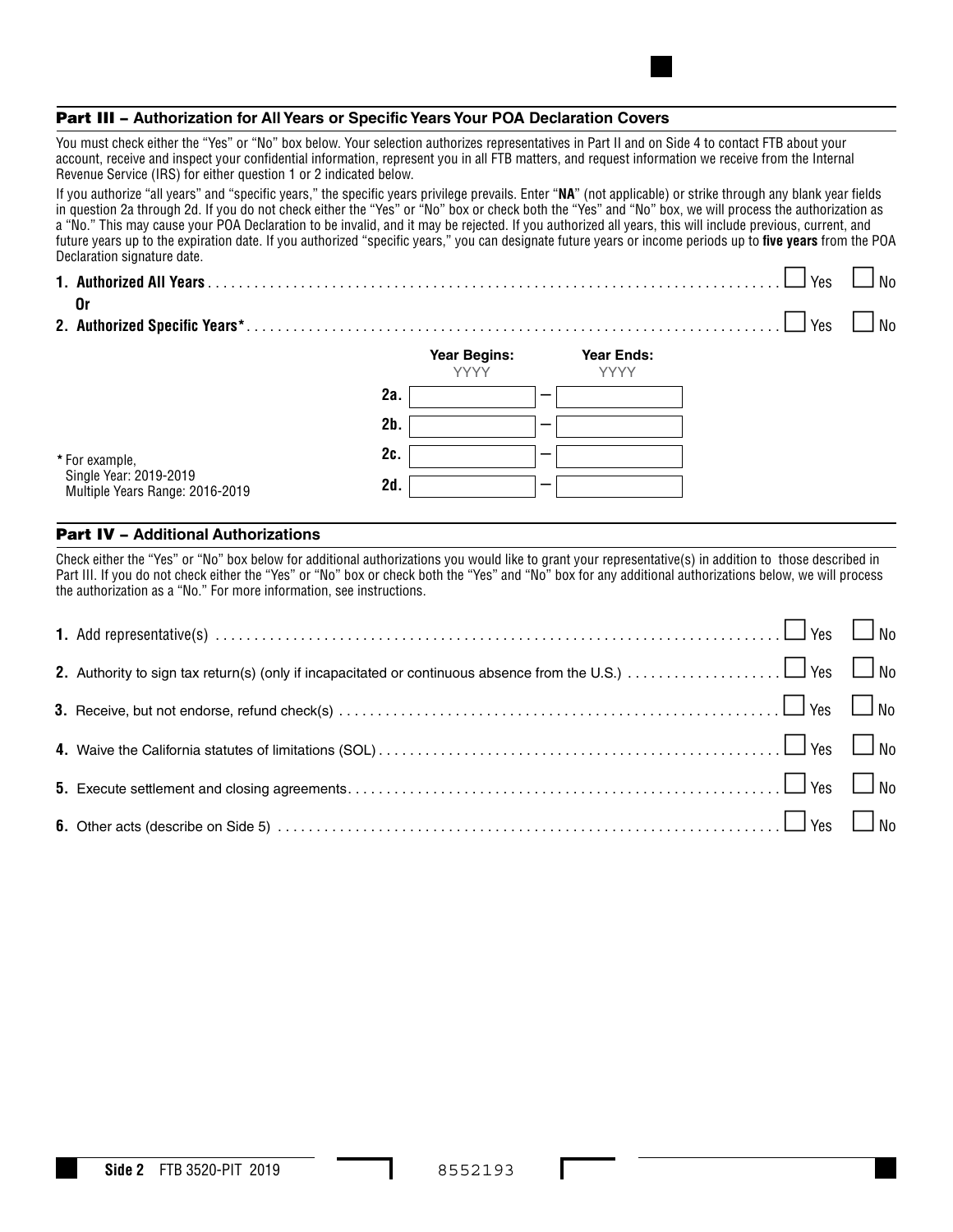## Part III – Authorization for All Years or Specific Years Your POA Declaration Covers

You must check either the "Yes" or "No" box below. Your selection authorizes representatives in Part II and on Side 4 to contact FTB about your account, receive and inspect your confidential information, represent you in all FTB matters, and request information we receive from the Internal Revenue Service (IRS) for either question 1 or 2 indicated below.

If you authorize "all years" and "specific years," the specific years privilege prevails. Enter "**NA**" (not applicable) or strike through any blank year fields in question 2a through 2d. If you do not check either the "Yes" or "No" box or check both the "Yes" and "No" box, we will process the authorization as a "No." This may cause your POA Declaration to be invalid, and it may be rejected. If you authorized all years, this will include previous, current, and future years up to the expiration date. If you authorized "specific years," you can designate future years or income periods up to **five years** from the POA Declaration signature date.

**1. Authorized All Years** . . . . . ☐ Yes ☐ No

**Or**

**2. Authorized Specific Years*** . . . . . ☐ Yes ☐ No

| | Year Begins: YYYY | | Year Ends: YYYY |
|---|---|---|---|
| **2a.** | | – | |
| **2b.** | | – | |
| **2c.** | | – | |
| **2d.** | | – | |

\* For example,
Single Year: 2019-2019
Multiple Years Range: 2016-2019

## Part IV – Additional Authorizations

Check either the "Yes" or "No" box below for additional authorizations you would like to grant your representative(s) in addition to those described in Part III. If you do not check either the "Yes" or "No" box or check both the "Yes" and "No" box for any additional authorizations below, we will process the authorization as a "No." For more information, see instructions.

**1.** Add representative(s) . . . . . ☐ Yes ☐ No

**2.** Authority to sign tax return(s) (only if incapacitated or continuous absence from the U.S.) . . . . . ☐ Yes ☐ No

**3.** Receive, but not endorse, refund check(s) . . . . . ☐ Yes ☐ No

**4.** Waive the California statutes of limitations (SOL) . . . . . ☐ Yes ☐ No

**5.** Execute settlement and closing agreements . . . . . ☐ Yes ☐ No

**6.** Other acts (describe on Side 5) . . . . . ☐ Yes ☐ No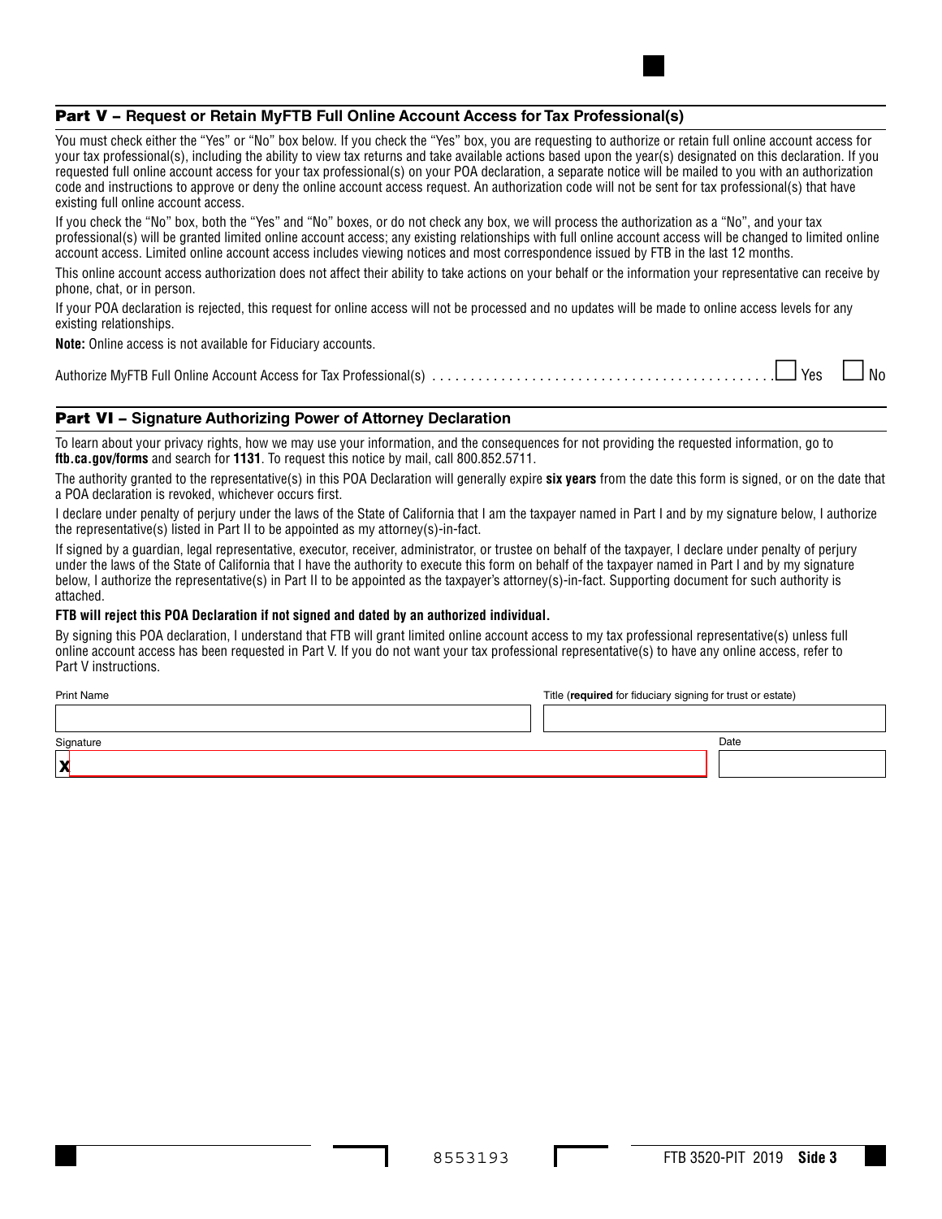## Part V – Request or Retain MyFTB Full Online Account Access for Tax Professional(s)

You must check either the "Yes" or "No" box below. If you check the "Yes" box, you are requesting to authorize or retain full online account access for your tax professional(s), including the ability to view tax returns and take available actions based upon the year(s) designated on this declaration. If you requested full online account access for your tax professional(s) on your POA declaration, a separate notice will be mailed to you with an authorization code and instructions to approve or deny the online account access request. An authorization code will not be sent for tax professional(s) that have existing full online account access.

If you check the "No" box, both the "Yes" and "No" boxes, or do not check any box, we will process the authorization as a "No", and your tax professional(s) will be granted limited online account access; any existing relationships with full online account access will be changed to limited online account access. Limited online account access includes viewing notices and most correspondence issued by FTB in the last 12 months.

This online account access authorization does not affect their ability to take actions on your behalf or the information your representative can receive by phone, chat, or in person.

If your POA declaration is rejected, this request for online access will not be processed and no updates will be made to online access levels for any existing relationships.

**Note:** Online access is not available for Fiduciary accounts.

Authorize MyFTB Full Online Account Access for Tax Professional(s) . . . . . . . . . . . . . . . . . . . . . . . . . . . . . . . . . . . . . . . . . ☐ Yes ☐ No

## Part VI – Signature Authorizing Power of Attorney Declaration

To learn about your privacy rights, how we may use your information, and the consequences for not providing the requested information, go to **ftb.ca.gov/forms** and search for **1131**. To request this notice by mail, call 800.852.5711.

The authority granted to the representative(s) in this POA Declaration will generally expire **six years** from the date this form is signed, or on the date that a POA declaration is revoked, whichever occurs first.

I declare under penalty of perjury under the laws of the State of California that I am the taxpayer named in Part I and by my signature below, I authorize the representative(s) listed in Part II to be appointed as my attorney(s)-in-fact.

If signed by a guardian, legal representative, executor, receiver, administrator, or trustee on behalf of the taxpayer, I declare under penalty of perjury under the laws of the State of California that I have the authority to execute this form on behalf of the taxpayer named in Part I and by my signature below, I authorize the representative(s) in Part II to be appointed as the taxpayer's attorney(s)-in-fact. Supporting document for such authority is attached.

**FTB will reject this POA Declaration if not signed and dated by an authorized individual.**

By signing this POA declaration, I understand that FTB will grant limited online account access to my tax professional representative(s) unless full online account access has been requested in Part V. If you do not want your tax professional representative(s) to have any online access, refer to Part V instructions.

| Print Name | Title (**required** for fiduciary signing for trust or estate) |
|---|---|
| | |

| Signature | Date |
|---|---|
| X | |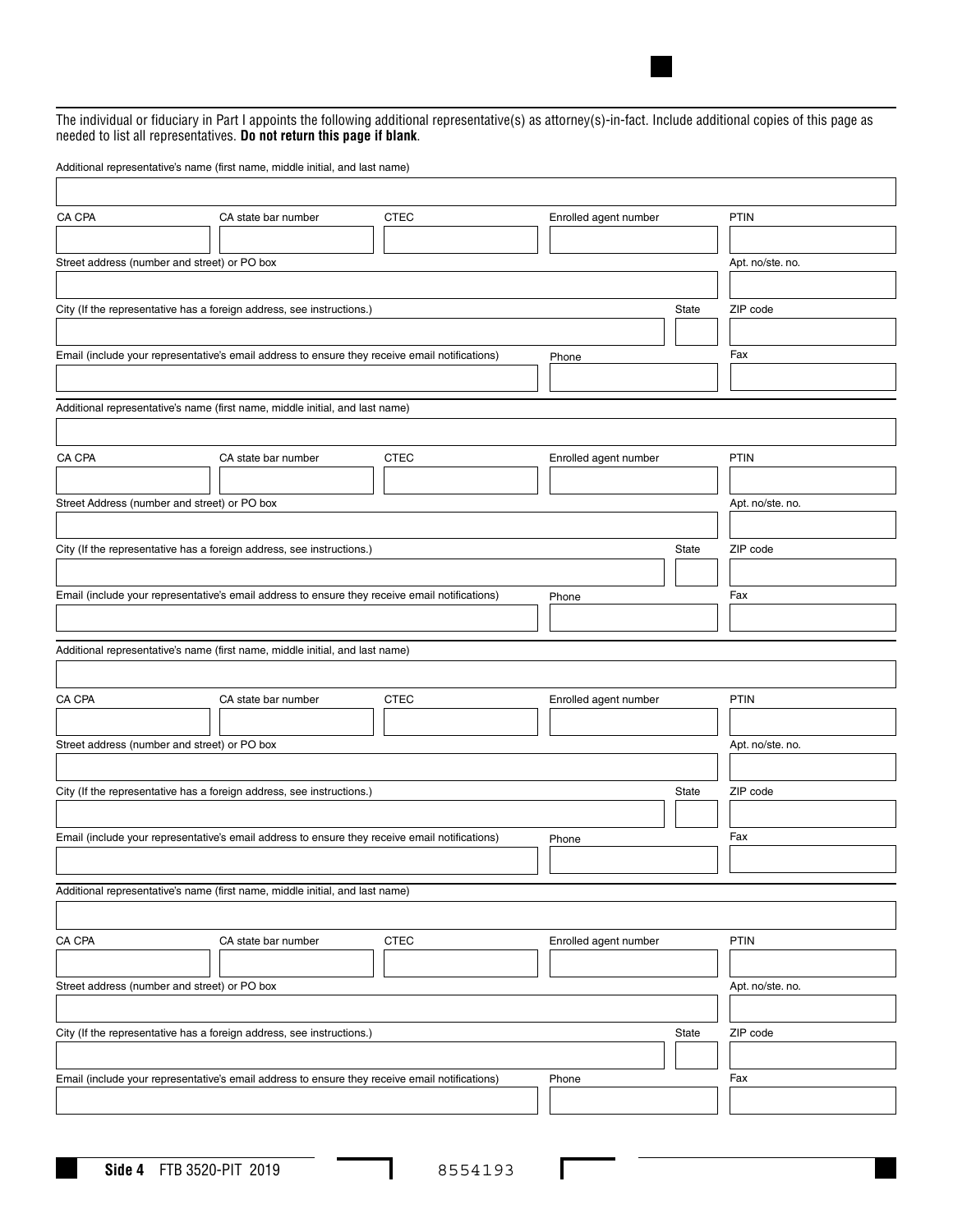The individual or fiduciary in Part I appoints the following additional representative(s) as attorney(s)-in-fact. Include additional copies of this page as needed to list all representatives. **Do not return this page if blank**.

Additional representative's name (first name, middle initial, and last name)

| CA CPA | CA state bar number | CTEC | Enrolled agent number | PTIN |
|---|---|---|---|---|
| | | | | |

| Street address (number and street) or PO box | Apt. no/ste. no. |
|---|---|
| | |

| City (If the representative has a foreign address, see instructions.) | State | ZIP code |
|---|---|---|
| | | |

| Email (include your representative's email address to ensure they receive email notifications) | Phone | Fax |
|---|---|---|
| | | |

Additional representative's name (first name, middle initial, and last name)

| CA CPA | CA state bar number | CTEC | Enrolled agent number | PTIN |
|---|---|---|---|---|
| | | | | |

| Street Address (number and street) or PO box | Apt. no/ste. no. |
|---|---|
| | |

| City (If the representative has a foreign address, see instructions.) | State | ZIP code |
|---|---|---|
| | | |

| Email (include your representative's email address to ensure they receive email notifications) | Phone | Fax |
|---|---|---|
| | | |

Additional representative's name (first name, middle initial, and last name)

| CA CPA | CA state bar number | CTEC | Enrolled agent number | PTIN |
|---|---|---|---|---|
| | | | | |

| Street address (number and street) or PO box | Apt. no/ste. no. |
|---|---|
| | |

| City (If the representative has a foreign address, see instructions.) | State | ZIP code |
|---|---|---|
| | | |

| Email (include your representative's email address to ensure they receive email notifications) | Phone | Fax |
|---|---|---|
| | | |

Additional representative's name (first name, middle initial, and last name)

| CA CPA | CA state bar number | CTEC | Enrolled agent number | PTIN |
|---|---|---|---|---|
| | | | | |

| Street address (number and street) or PO box | Apt. no/ste. no. |
|---|---|
| | |

| City (If the representative has a foreign address, see instructions.) | State | ZIP code |
|---|---|---|
| | | |

| Email (include your representative's email address to ensure they receive email notifications) | Phone | Fax |
|---|---|---|
| | | |

**Side 4** FTB 3520-PIT 2019 8554193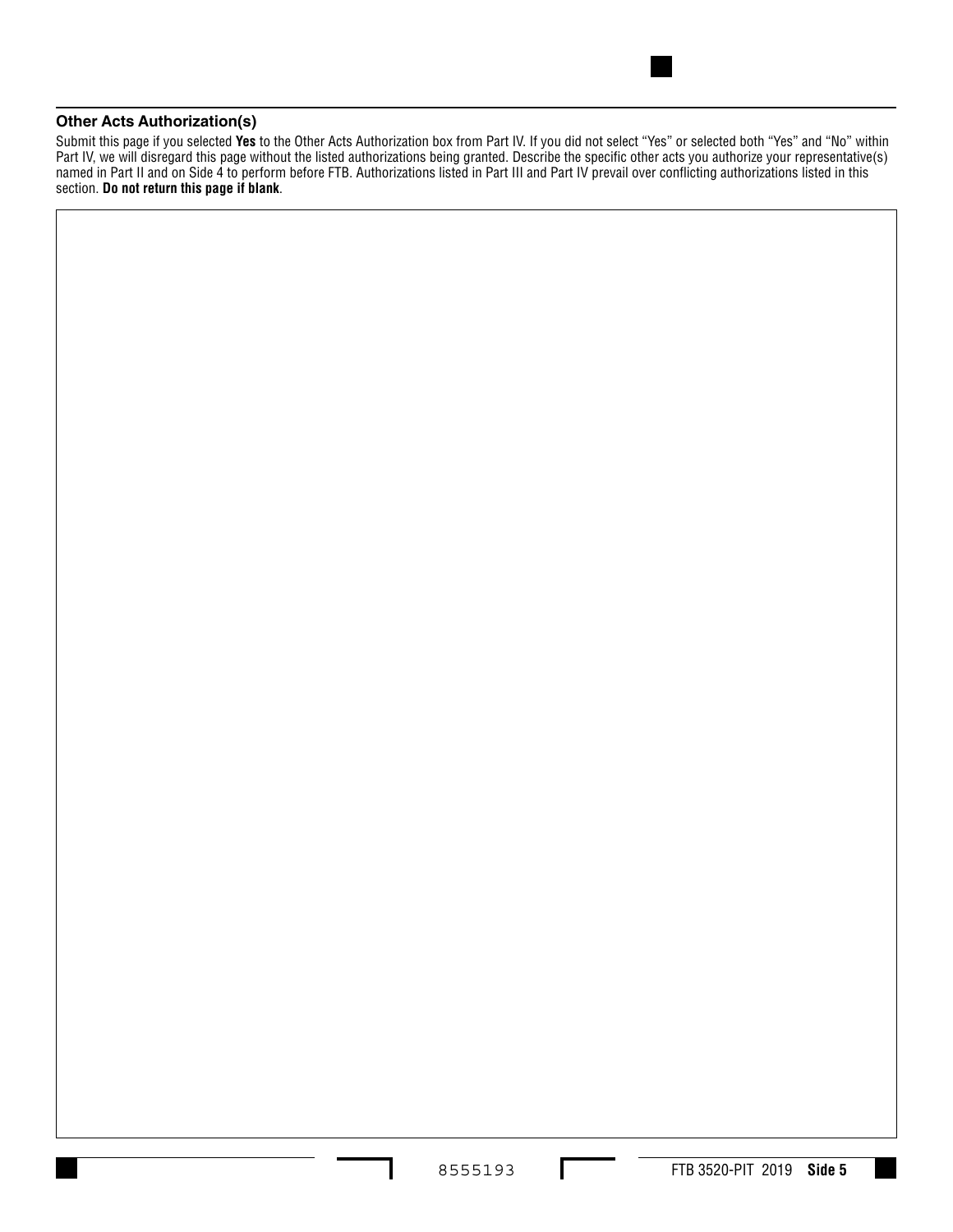## Other Acts Authorization(s)

Submit this page if you selected **Yes** to the Other Acts Authorization box from Part IV. If you did not select "Yes" or selected both "Yes" and "No" within Part IV, we will disregard this page without the listed authorizations being granted. Describe the specific other acts you authorize your representative(s) named in Part II and on Side 4 to perform before FTB. Authorizations listed in Part III and Part IV prevail over conflicting authorizations listed in this section. **Do not return this page if blank**.

8555193